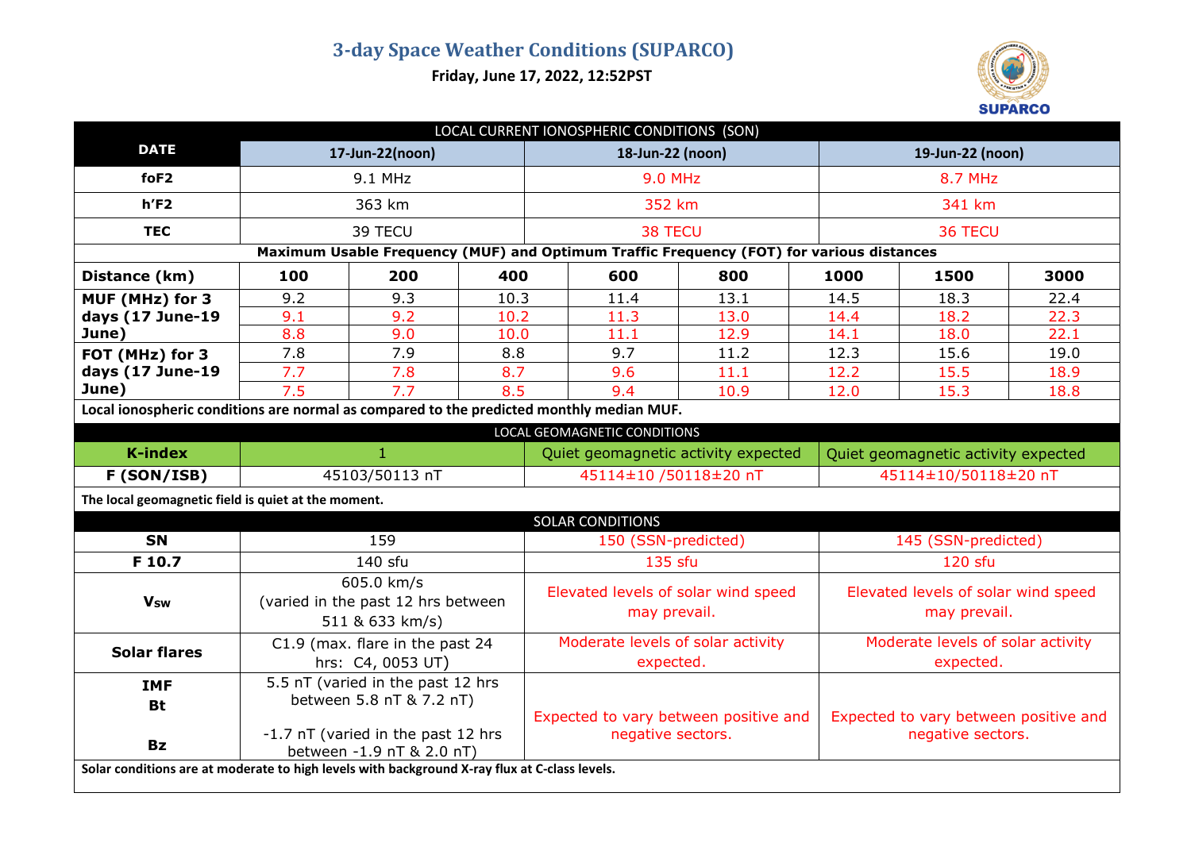# 3-day Space Weather Conditions (SUPARCO)

**Friday, June 17, 2022, 12:52PST**

| LOCAL CURRENT IONOSPHERIC CONDITIONS (SON) | | | | | | | | |
|---|---|---|---|---|---|---|---|---|
| **DATE** | **17-Jun-22(noon)** | | | **18-Jun-22 (noon)** | | **19-Jun-22 (noon)** | | |
| **foF2** | 9.1 MHz | | | 9.0 MHz | | 8.7 MHz | | |
| **h'F2** | 363 km | | | 352 km | | 341 km | | |
| **TEC** | 39 TECU | | | 38 TECU | | 36 TECU | | |
| **Maximum Usable Frequency (MUF) and Optimum Traffic Frequency (FOT) for various distances** | | | | | | | | |
| **Distance (km)** | **100** | **200** | **400** | **600** | **800** | **1000** | **1500** | **3000** |
| **MUF (MHz) for 3 days (17 June-19 June)** | 9.2 | 9.3 | 10.3 | 11.4 | 13.1 | 14.5 | 18.3 | 22.4 |
| | 9.1 | 9.2 | 10.2 | 11.3 | 13.0 | 14.4 | 18.2 | 22.3 |
| | 8.8 | 9.0 | 10.0 | 11.1 | 12.9 | 14.1 | 18.0 | 22.1 |
| **FOT (MHz) for 3 days (17 June-19 June)** | 7.8 | 7.9 | 8.8 | 9.7 | 11.2 | 12.3 | 15.6 | 19.0 |
| | 7.7 | 7.8 | 8.7 | 9.6 | 11.1 | 12.2 | 15.5 | 18.9 |
| | 7.5 | 7.7 | 8.5 | 9.4 | 10.9 | 12.0 | 15.3 | 18.8 |

**Local ionospheric conditions are normal as compared to the predicted monthly median MUF.**

| LOCAL GEOMAGNETIC CONDITIONS | | | |
|---|---|---|---|
| **K-index** | 1 | Quiet geomagnetic activity expected | Quiet geomagnetic activity expected |
| **F (SON/ISB)** | 45103/50113 nT | 45114±10 /50118±20 nT | 45114±10/50118±20 nT |

**The local geomagnetic field is quiet at the moment.**

| SOLAR CONDITIONS | | | |
|---|---|---|---|
| **SN** | 159 | 150 (SSN-predicted) | 145 (SSN-predicted) |
| **F 10.7** | 140 sfu | 135 sfu | 120 sfu |
| **$V_{sw}$** | 605.0 km/s (varied in the past 12 hrs between 511 & 633 km/s) | Elevated levels of solar wind speed may prevail. | Elevated levels of solar wind speed may prevail. |
| **Solar flares** | C1.9 (max. flare in the past 24 hrs: C4, 0053 UT) | Moderate levels of solar activity expected. | Moderate levels of solar activity expected. |
| **IMF Bt** | 5.5 nT (varied in the past 12 hrs between 5.8 nT & 7.2 nT) | Expected to vary between positive and negative sectors. | Expected to vary between positive and negative sectors. |
| **Bz** | -1.7 nT (varied in the past 12 hrs between -1.9 nT & 2.0 nT) | | |

**Solar conditions are at moderate to high levels with background X-ray flux at C-class levels.**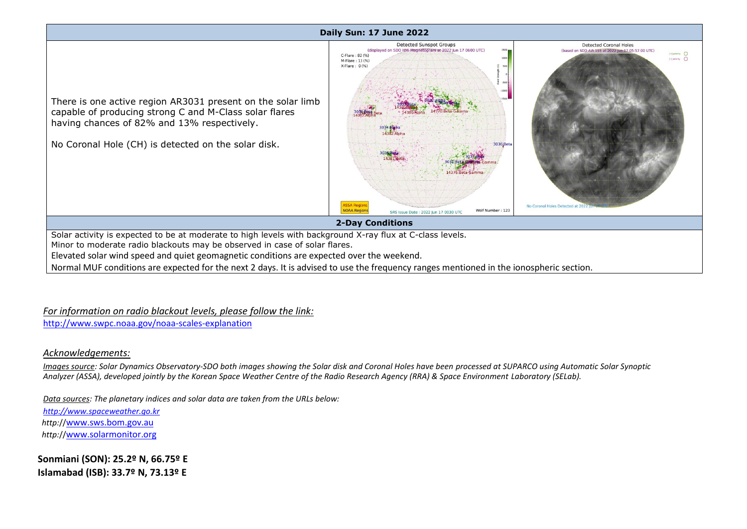| Daily Sun: 17 June 2022 | | |
|---|---|---|
| There is one active region AR3031 present on the solar limb capable of producing strong C and M-Class solar flares having chances of 82% and 13% respectively.<br><br>No Coronal Hole (CH) is detected on the solar disk. | | |
| **2-Day Conditions** | | |
| Solar activity is expected to be at moderate to high levels with background X-ray flux at C-class levels.<br>Minor to moderate radio blackouts may be observed in case of solar flares.<br>Elevated solar wind speed and quiet geomagnetic conditions are expected over the weekend.<br>Normal MUF conditions are expected for the next 2 days. It is advised to use the frequency ranges mentioned in the ionospheric section. | | |

*For information on radio blackout levels, please follow the link:*

http://www.swpc.noaa.gov/noaa-scales-explanation

## *Acknowledgements:*

*Images source: Solar Dynamics Observatory-SDO both images showing the Solar disk and Coronal Holes have been processed at SUPARCO using Automatic Solar Synoptic Analyzer (ASSA), developed jointly by the Korean Space Weather Centre of the Radio Research Agency (RRA) & Space Environment Laboratory (SELab).*

*Data sources: The planetary indices and solar data are taken from the URLs below:*

*http://www.spaceweather.go.kr*

http://www.sws.bom.gov.au

http://www.solarmonitor.org

**Sonmiani (SON): 25.2º N, 66.75º E**

**Islamabad (ISB): 33.7º N, 73.13º E**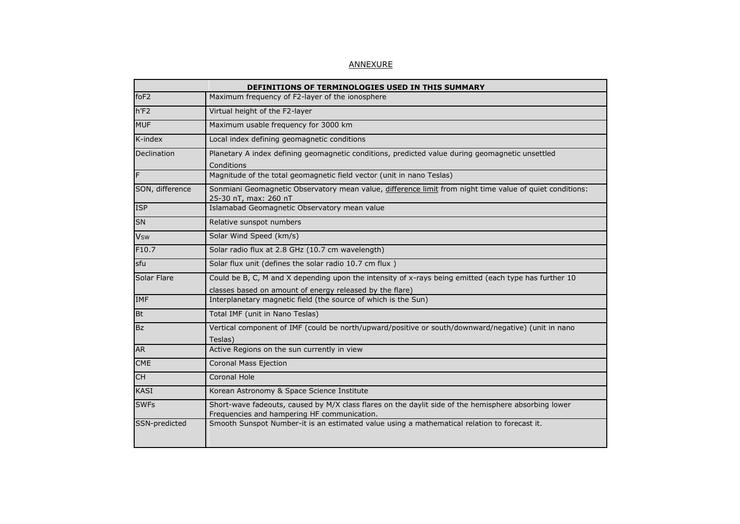## ANNEXURE

| DEFINITIONS OF TERMINOLOGIES USED IN THIS SUMMARY | |
|---|---|
| foF2 | Maximum frequency of F2-layer of the ionosphere |
| h'F2 | Virtual height of the F2-layer |
| MUF | Maximum usable frequency for 3000 km |
| K-index | Local index defining geomagnetic conditions |
| Declination | Planetary A index defining geomagnetic conditions, predicted value during geomagnetic unsettled Conditions |
| F | Magnitude of the total geomagnetic field vector (unit in nano Teslas) |
| SON, difference | Sonmiani Geomagnetic Observatory mean value, difference limit from night time value of quiet conditions: 25-30 nT, max: 260 nT |
| ISP | Islamabad Geomagnetic Observatory mean value |
| SN | Relative sunspot numbers |
| $V_{SW}$ | Solar Wind Speed (km/s) |
| F10.7 | Solar radio flux at 2.8 GHz (10.7 cm wavelength) |
| sfu | Solar flux unit (defines the solar radio 10.7 cm flux ) |
| Solar Flare | Could be B, C, M and X depending upon the intensity of x-rays being emitted (each type has further 10 classes based on amount of energy released by the flare) |
| IMF | Interplanetary magnetic field (the source of which is the Sun) |
| Bt | Total IMF (unit in Nano Teslas) |
| Bz | Vertical component of IMF (could be north/upward/positive or south/downward/negative) (unit in nano Teslas) |
| AR | Active Regions on the sun currently in view |
| CME | Coronal Mass Ejection |
| CH | Coronal Hole |
| KASI | Korean Astronomy & Space Science Institute |
| SWFs | Short-wave fadeouts, caused by M/X class flares on the daylit side of the hemisphere absorbing lower Frequencies and hampering HF communication. |
| SSN-predicted | Smooth Sunspot Number-it is an estimated value using a mathematical relation to forecast it. |